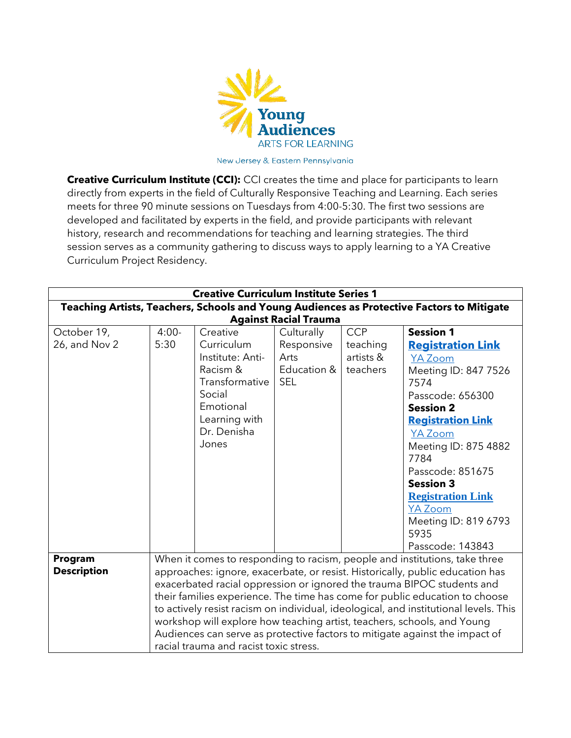Young Audiences
ARTS FOR LEARNING
New Jersey & Eastern Pennsylvania

**Creative Curriculum Institute (CCI):** CCI creates the time and place for participants to learn directly from experts in the field of Culturally Responsive Teaching and Learning. Each series meets for three 90 minute sessions on Tuesdays from 4:00-5:30. The first two sessions are developed and facilitated by experts in the field, and provide participants with relevant history, research and recommendations for teaching and learning strategies. The third session serves as a community gathering to discuss ways to apply learning to a YA Creative Curriculum Project Residency.

| **Creative Curriculum Institute Series 1** | | | | | |
|---|---|---|---|---|---|
| **Teaching Artists, Teachers, Schools and Young Audiences as Protective Factors to Mitigate Against Racial Trauma** | | | | | |
| October 19, 26, and Nov 2 | 4:00-5:30 | Creative Curriculum Institute: Anti-Racism & Transformative Social Emotional Learning with Dr. Denisha Jones | Culturally Responsive Arts Education & SEL | CCP teaching artists & teachers | **Session 1** **Registration Link** YA Zoom Meeting ID: 847 7526 7574 Passcode: 656300 **Session 2** **Registration Link** YA Zoom Meeting ID: 875 4882 7784 Passcode: 851675 **Session 3** **Registration Link** YA Zoom Meeting ID: 819 6793 5935 Passcode: 143843 |
| **Program Description** | When it comes to responding to racism, people and institutions, take three approaches: ignore, exacerbate, or resist. Historically, public education has exacerbated racial oppression or ignored the trauma BIPOC students and their families experience. The time has come for public education to choose to actively resist racism on individual, ideological, and institutional levels. This workshop will explore how teaching artist, teachers, schools, and Young Audiences can serve as protective factors to mitigate against the impact of racial trauma and racist toxic stress. | | | | |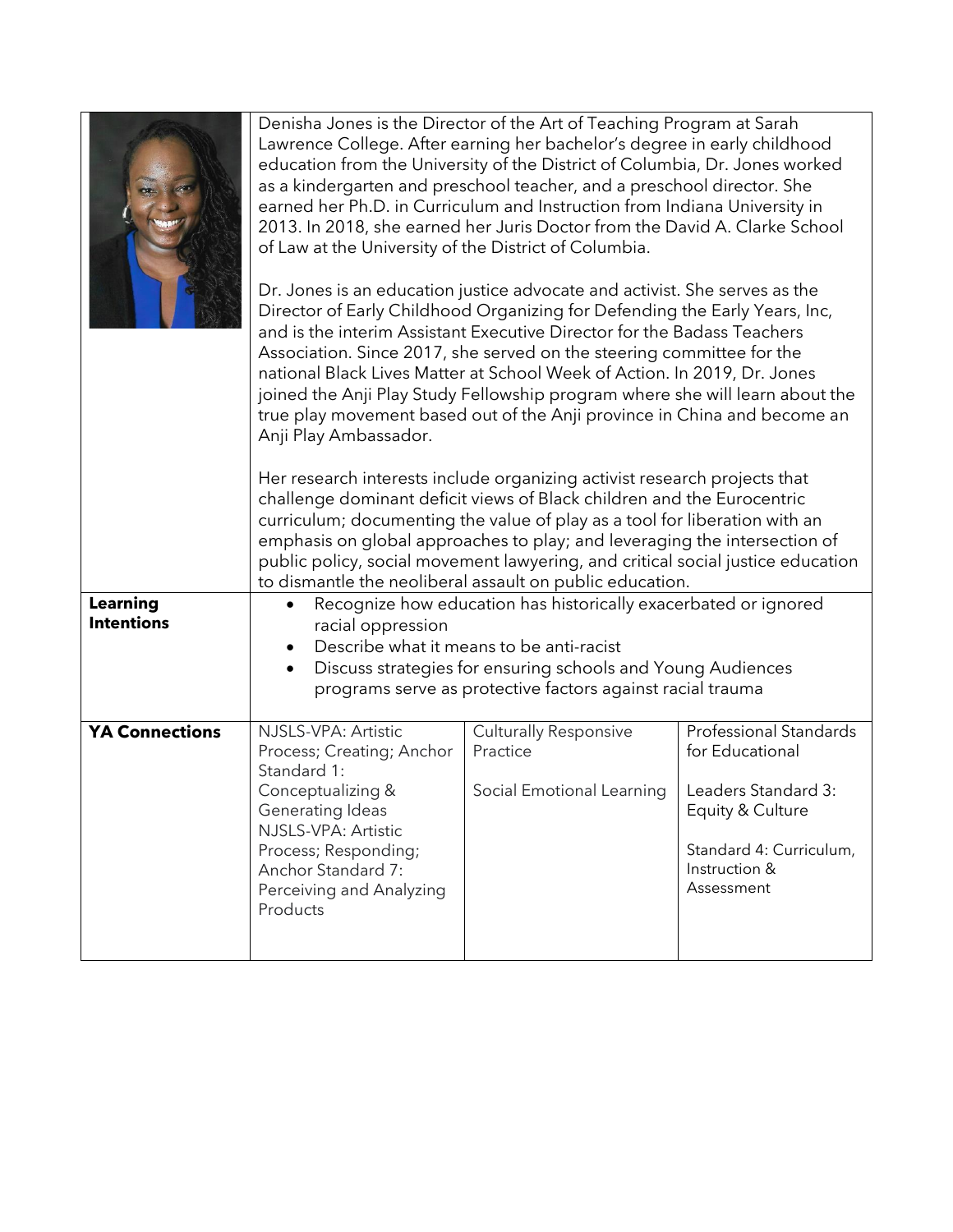| | | | |
|---|---|---|---|
| | Denisha Jones is the Director of the Art of Teaching Program at Sarah Lawrence College. After earning her bachelor's degree in early childhood education from the University of the District of Columbia, Dr. Jones worked as a kindergarten and preschool teacher, and a preschool director. She earned her Ph.D. in Curriculum and Instruction from Indiana University in 2013. In 2018, she earned her Juris Doctor from the David A. Clarke School of Law at the University of the District of Columbia.<br><br>Dr. Jones is an education justice advocate and activist. She serves as the Director of Early Childhood Organizing for Defending the Early Years, Inc, and is the interim Assistant Executive Director for the Badass Teachers Association. Since 2017, she served on the steering committee for the national Black Lives Matter at School Week of Action. In 2019, Dr. Jones joined the Anji Play Study Fellowship program where she will learn about the true play movement based out of the Anji province in China and become an Anji Play Ambassador.<br><br>Her research interests include organizing activist research projects that challenge dominant deficit views of Black children and the Eurocentric curriculum; documenting the value of play as a tool for liberation with an emphasis on global approaches to play; and leveraging the intersection of public policy, social movement lawyering, and critical social justice education to dismantle the neoliberal assault on public education. | | |
| **Learning Intentions** | • Recognize how education has historically exacerbated or ignored racial oppression<br>• Describe what it means to be anti-racist<br>• Discuss strategies for ensuring schools and Young Audiences programs serve as protective factors against racial trauma | | |
| **YA Connections** | NJSLS-VPA: Artistic Process; Creating; Anchor Standard 1: Conceptualizing & Generating Ideas<br>NJSLS-VPA: Artistic Process; Responding; Anchor Standard 7: Perceiving and Analyzing Products | Culturally Responsive Practice<br><br>Social Emotional Learning | Professional Standards for Educational<br><br>Leaders Standard 3: Equity & Culture<br><br>Standard 4: Curriculum, Instruction & Assessment |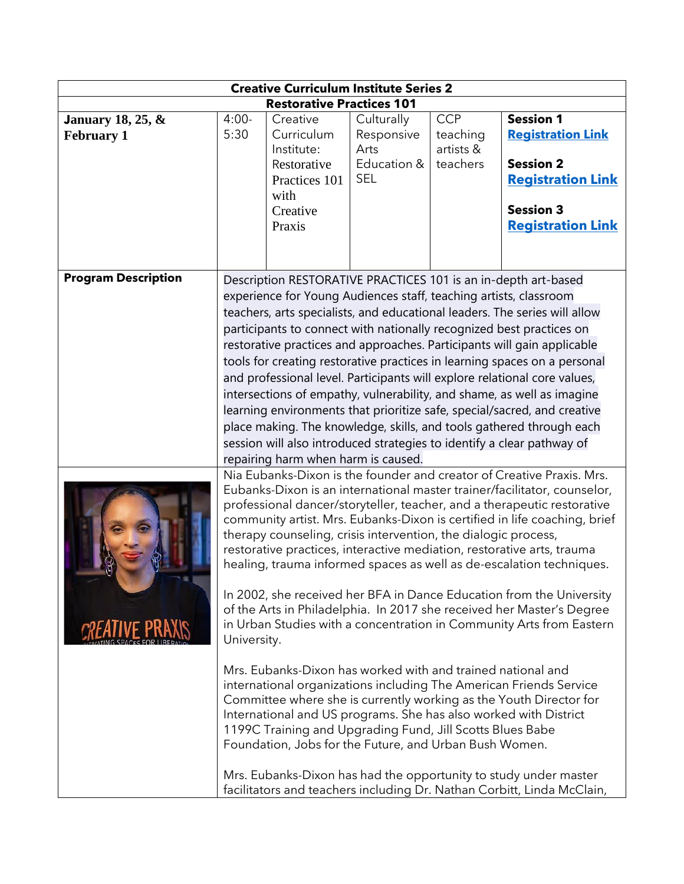| Creative Curriculum Institute Series 2 | | | | | |
|---|---|---|---|---|---|
| **Restorative Practices 101** | | | | | |
| **January 18, 25, & February 1** | 4:00-5:30 | Creative Curriculum Institute: Restorative Practices 101 with Creative Praxis | Culturally Responsive Arts Education & SEL | CCP teaching artists & teachers | **Session 1** **Registration Link** **Session 2** **Registration Link** **Session 3** **Registration Link** |
| **Program Description** | Description RESTORATIVE PRACTICES 101 is an in-depth art-based experience for Young Audiences staff, teaching artists, classroom teachers, arts specialists, and educational leaders. The series will allow participants to connect with nationally recognized best practices on restorative practices and approaches. Participants will gain applicable tools for creating restorative practices in learning spaces on a personal and professional level. Participants will explore relational core values, intersections of empathy, vulnerability, and shame, as well as imagine learning environments that prioritize safe, special/sacred, and creative place making. The knowledge, skills, and tools gathered through each session will also introduced strategies to identify a clear pathway of repairing harm when harm is caused. | | | | |
| | Nia Eubanks-Dixon is the founder and creator of Creative Praxis. Mrs. Eubanks-Dixon is an international master trainer/facilitator, counselor, professional dancer/storyteller, teacher, and a therapeutic restorative community artist. Mrs. Eubanks-Dixon is certified in life coaching, brief therapy counseling, crisis intervention, the dialogic process, restorative practices, interactive mediation, restorative arts, trauma healing, trauma informed spaces as well as de-escalation techniques. <br><br> In 2002, she received her BFA in Dance Education from the University of the Arts in Philadelphia. In 2017 she received her Master's Degree in Urban Studies with a concentration in Community Arts from Eastern University. <br><br> Mrs. Eubanks-Dixon has worked with and trained national and international organizations including The American Friends Service Committee where she is currently working as the Youth Director for International and US programs. She has also worked with District 1199C Training and Upgrading Fund, Jill Scotts Blues Babe Foundation, Jobs for the Future, and Urban Bush Women. <br><br> Mrs. Eubanks-Dixon has had the opportunity to study under master facilitators and teachers including Dr. Nathan Corbitt, Linda McClain, | | | | |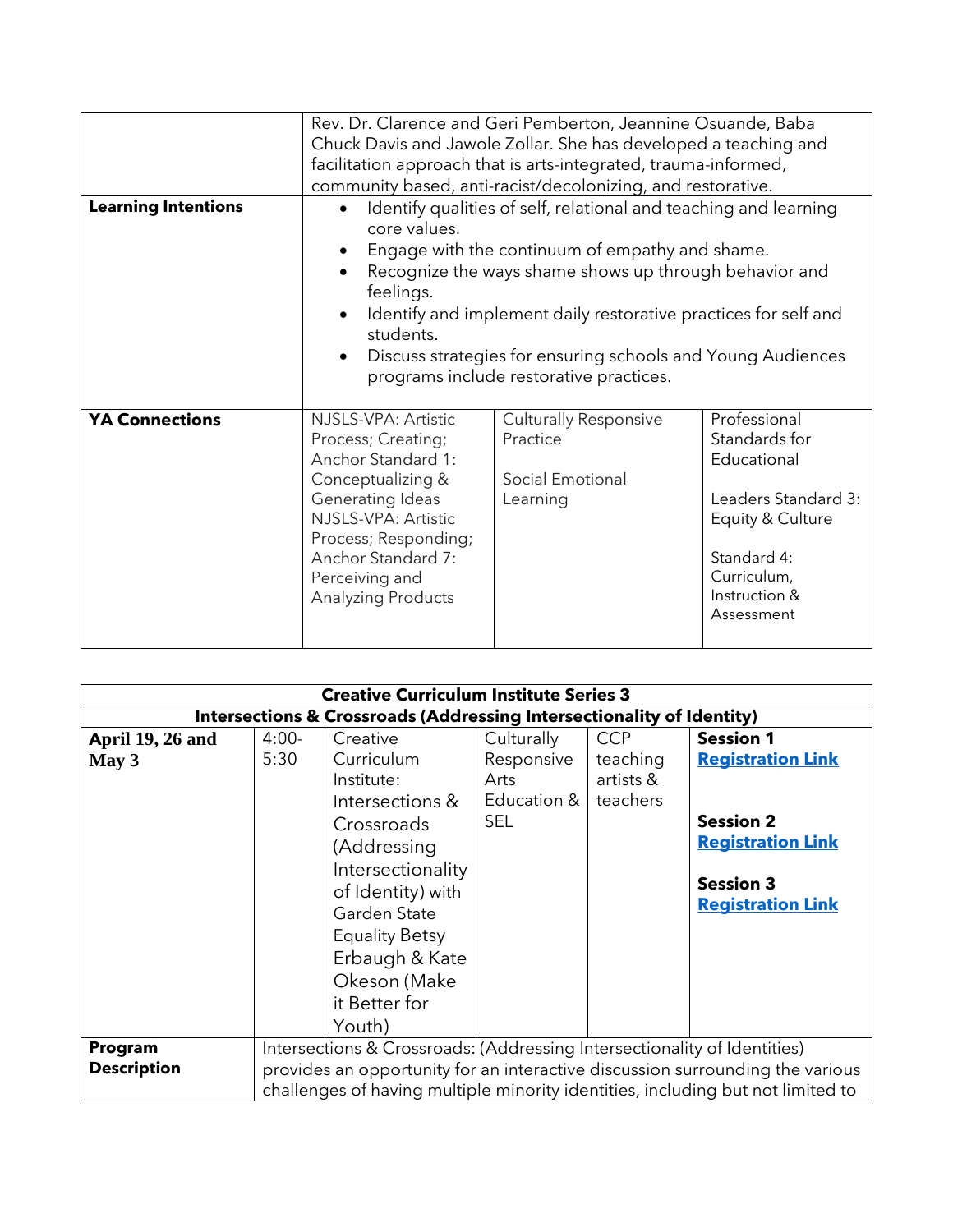| | | | |
|---|---|---|---|
| | Rev. Dr. Clarence and Geri Pemberton, Jeannine Osuande, Baba Chuck Davis and Jawole Zollar. She has developed a teaching and facilitation approach that is arts-integrated, trauma-informed, community based, anti-racist/decolonizing, and restorative. | | |
| **Learning Intentions** | • Identify qualities of self, relational and teaching and learning core values.<br>• Engage with the continuum of empathy and shame.<br>• Recognize the ways shame shows up through behavior and feelings.<br>• Identify and implement daily restorative practices for self and students.<br>• Discuss strategies for ensuring schools and Young Audiences programs include restorative practices. | | |
| **YA Connections** | NJSLS-VPA: Artistic Process; Creating; Anchor Standard 1: Conceptualizing & Generating Ideas NJSLS-VPA: Artistic Process; Responding; Anchor Standard 7: Perceiving and Analyzing Products | Culturally Responsive Practice<br><br>Social Emotional Learning | Professional Standards for Educational<br><br>Leaders Standard 3: Equity & Culture<br><br>Standard 4: Curriculum, Instruction & Assessment |

| **Creative Curriculum Institute Series 3** | | | | | |
|---|---|---|---|---|---|
| **Intersections & Crossroads (Addressing Intersectionality of Identity)** | | | | | |
| **April 19, 26 and May 3** | 4:00-5:30 | Creative Curriculum Institute: Intersections & Crossroads (Addressing Intersectionality of Identity) with Garden State Equality Betsy Erbaugh & Kate Okeson (Make it Better for Youth) | Culturally Responsive Arts Education & SEL | CCP teaching artists & teachers | **Session 1** **[Registration Link]()**<br><br>**Session 2** **[Registration Link]()**<br><br>**Session 3** **[Registration Link]()** |
| **Program Description** | Intersections & Crossroads: (Addressing Intersectionality of Identities) provides an opportunity for an interactive discussion surrounding the various challenges of having multiple minority identities, including but not limited to | | | | |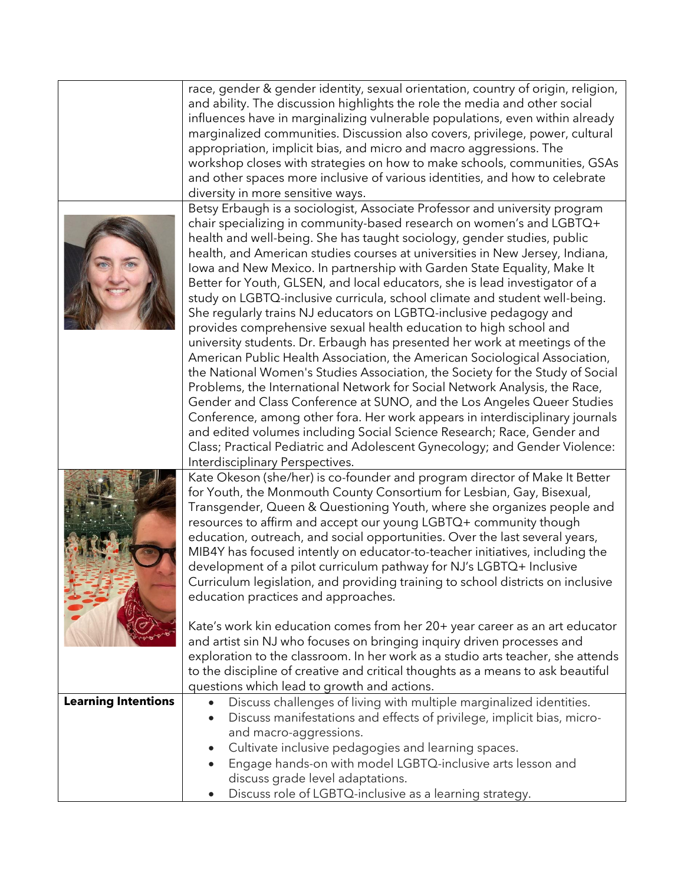|  |  |
|---|---|
|  | race, gender & gender identity, sexual orientation, country of origin, religion, and ability. The discussion highlights the role the media and other social influences have in marginalizing vulnerable populations, even within already marginalized communities. Discussion also covers, privilege, power, cultural appropriation, implicit bias, and micro and macro aggressions. The workshop closes with strategies on how to make schools, communities, GSAs and other spaces more inclusive of various identities, and how to celebrate diversity in more sensitive ways. |
|  | Betsy Erbaugh is a sociologist, Associate Professor and university program chair specializing in community-based research on women's and LGBTQ+ health and well-being. She has taught sociology, gender studies, public health, and American studies courses at universities in New Jersey, Indiana, Iowa and New Mexico. In partnership with Garden State Equality, Make It Better for Youth, GLSEN, and local educators, she is lead investigator of a study on LGBTQ-inclusive curricula, school climate and student well-being. She regularly trains NJ educators on LGBTQ-inclusive pedagogy and provides comprehensive sexual health education to high school and university students. Dr. Erbaugh has presented her work at meetings of the American Public Health Association, the American Sociological Association, the National Women's Studies Association, the Society for the Study of Social Problems, the International Network for Social Network Analysis, the Race, Gender and Class Conference at SUNO, and the Los Angeles Queer Studies Conference, among other fora. Her work appears in interdisciplinary journals and edited volumes including Social Science Research; Race, Gender and Class; Practical Pediatric and Adolescent Gynecology; and Gender Violence: Interdisciplinary Perspectives. |
|  | Kate Okeson (she/her) is co-founder and program director of Make It Better for Youth, the Monmouth County Consortium for Lesbian, Gay, Bisexual, Transgender, Queen & Questioning Youth, where she organizes people and resources to affirm and accept our young LGBTQ+ community though education, outreach, and social opportunities. Over the last several years, MIB4Y has focused intently on educator-to-teacher initiatives, including the development of a pilot curriculum pathway for NJ's LGBTQ+ Inclusive Curriculum legislation, and providing training to school districts on inclusive education practices and approaches.<br><br>Kate's work kin education comes from her 20+ year career as an art educator and artist sin NJ who focuses on bringing inquiry driven processes and exploration to the classroom. In her work as a studio arts teacher, she attends to the discipline of creative and critical thoughts as a means to ask beautiful questions which lead to growth and actions. |
| **Learning Intentions** | • Discuss challenges of living with multiple marginalized identities.<br>• Discuss manifestations and effects of privilege, implicit bias, micro- and macro-aggressions.<br>• Cultivate inclusive pedagogies and learning spaces.<br>• Engage hands-on with model LGBTQ-inclusive arts lesson and discuss grade level adaptations.<br>• Discuss role of LGBTQ-inclusive as a learning strategy. |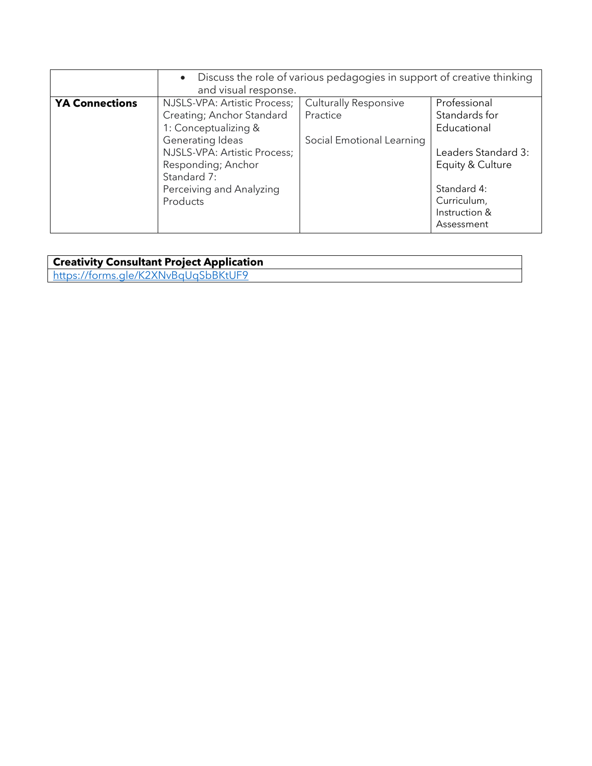| | | | |
|---|---|---|---|
| | • Discuss the role of various pedagogies in support of creative thinking and visual response. | | |
| **YA Connections** | NJSLS-VPA: Artistic Process; Creating; Anchor Standard 1: Conceptualizing & Generating Ideas<br>NJSLS-VPA: Artistic Process; Responding; Anchor Standard 7: Perceiving and Analyzing Products | Culturally Responsive Practice<br><br>Social Emotional Learning | Professional Standards for Educational<br><br>Leaders Standard 3: Equity & Culture<br><br>Standard 4: Curriculum, Instruction & Assessment |

| **Creativity Consultant Project Application** |
|---|
| https://forms.gle/K2XNvBqUqSbBKtUF9 |